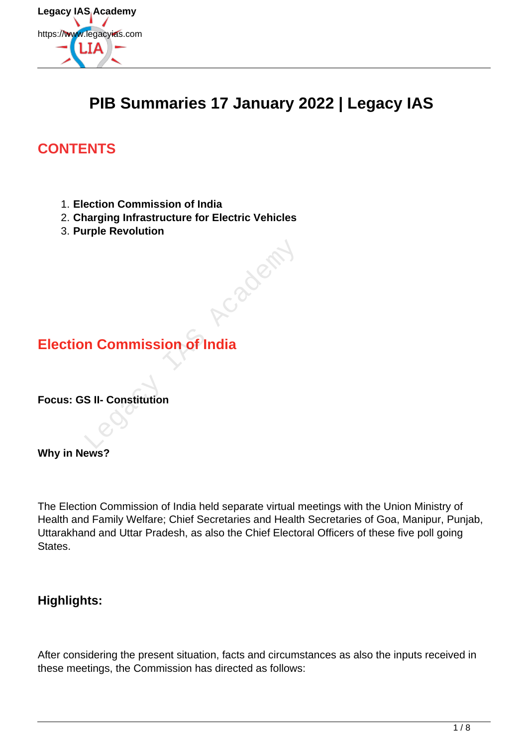# PIB Summaries 17 January 2022 | Legacy IAS

## CONTENTS

1. **Election Commission of India**
2. **Charging Infrastructure for Electric Vehicles**
3. **Purple Revolution**

## Election Commission of India

**Focus: GS II- Constitution**

**Why in News?**

The Election Commission of India held separate virtual meetings with the Union Ministry of Health and Family Welfare; Chief Secretaries and Health Secretaries of Goa, Manipur, Punjab, Uttarakhand and Uttar Pradesh, as also the Chief Electoral Officers of these five poll going States.

### Highlights:

After considering the present situation, facts and circumstances as also the inputs received in these meetings, the Commission has directed as follows: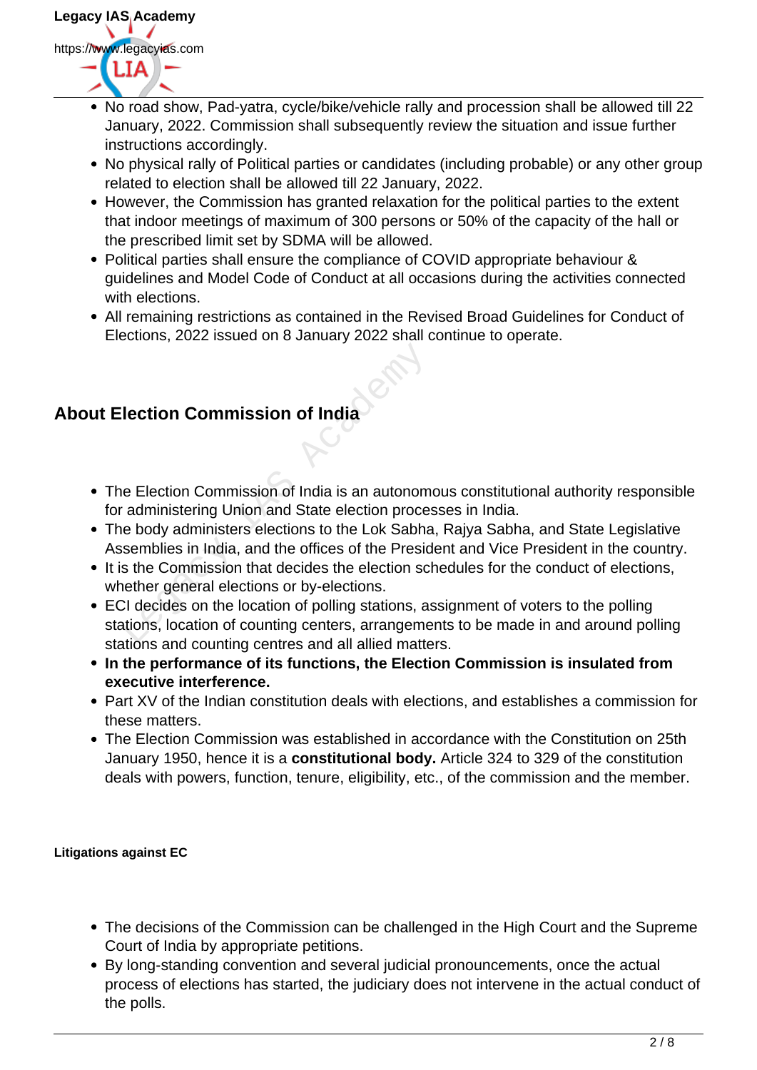- No road show, Pad-yatra, cycle/bike/vehicle rally and procession shall be allowed till 22 January, 2022. Commission shall subsequently review the situation and issue further instructions accordingly.
- No physical rally of Political parties or candidates (including probable) or any other group related to election shall be allowed till 22 January, 2022.
- However, the Commission has granted relaxation for the political parties to the extent that indoor meetings of maximum of 300 persons or 50% of the capacity of the hall or the prescribed limit set by SDMA will be allowed.
- Political parties shall ensure the compliance of COVID appropriate behaviour & guidelines and Model Code of Conduct at all occasions during the activities connected with elections.
- All remaining restrictions as contained in the Revised Broad Guidelines for Conduct of Elections, 2022 issued on 8 January 2022 shall continue to operate.

## About Election Commission of India

- The Election Commission of India is an autonomous constitutional authority responsible for administering Union and State election processes in India.
- The body administers elections to the Lok Sabha, Rajya Sabha, and State Legislative Assemblies in India, and the offices of the President and Vice President in the country.
- It is the Commission that decides the election schedules for the conduct of elections, whether general elections or by-elections.
- ECI decides on the location of polling stations, assignment of voters to the polling stations, location of counting centers, arrangements to be made in and around polling stations and counting centres and all allied matters.
- **In the performance of its functions, the Election Commission is insulated from executive interference.**
- Part XV of the Indian constitution deals with elections, and establishes a commission for these matters.
- The Election Commission was established in accordance with the Constitution on 25th January 1950, hence it is a **constitutional body.** Article 324 to 329 of the constitution deals with powers, function, tenure, eligibility, etc., of the commission and the member.

#### Litigations against EC

- The decisions of the Commission can be challenged in the High Court and the Supreme Court of India by appropriate petitions.
- By long-standing convention and several judicial pronouncements, once the actual process of elections has started, the judiciary does not intervene in the actual conduct of the polls.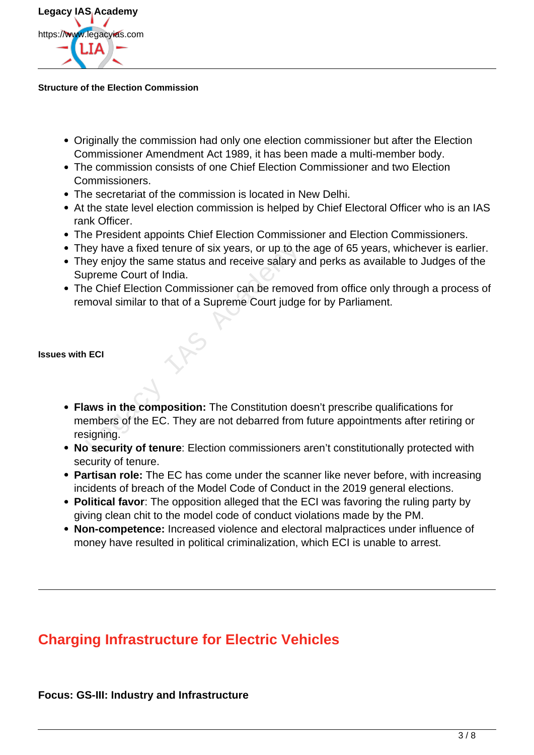**Structure of the Election Commission**

- Originally the commission had only one election commissioner but after the Election Commissioner Amendment Act 1989, it has been made a multi-member body.
- The commission consists of one Chief Election Commissioner and two Election Commissioners.
- The secretariat of the commission is located in New Delhi.
- At the state level election commission is helped by Chief Electoral Officer who is an IAS rank Officer.
- The President appoints Chief Election Commissioner and Election Commissioners.
- They have a fixed tenure of six years, or up to the age of 65 years, whichever is earlier.
- They enjoy the same status and receive salary and perks as available to Judges of the Supreme Court of India.
- The Chief Election Commissioner can be removed from office only through a process of removal similar to that of a Supreme Court judge for by Parliament.

**Issues with ECI**

- **Flaws in the composition:** The Constitution doesn't prescribe qualifications for members of the EC. They are not debarred from future appointments after retiring or resigning.
- **No security of tenure**: Election commissioners aren't constitutionally protected with security of tenure.
- **Partisan role:** The EC has come under the scanner like never before, with increasing incidents of breach of the Model Code of Conduct in the 2019 general elections.
- **Political favor**: The opposition alleged that the ECI was favoring the ruling party by giving clean chit to the model code of conduct violations made by the PM.
- **Non-competence:** Increased violence and electoral malpractices under influence of money have resulted in political criminalization, which ECI is unable to arrest.

---

# Charging Infrastructure for Electric Vehicles

**Focus: GS-III: Industry and Infrastructure**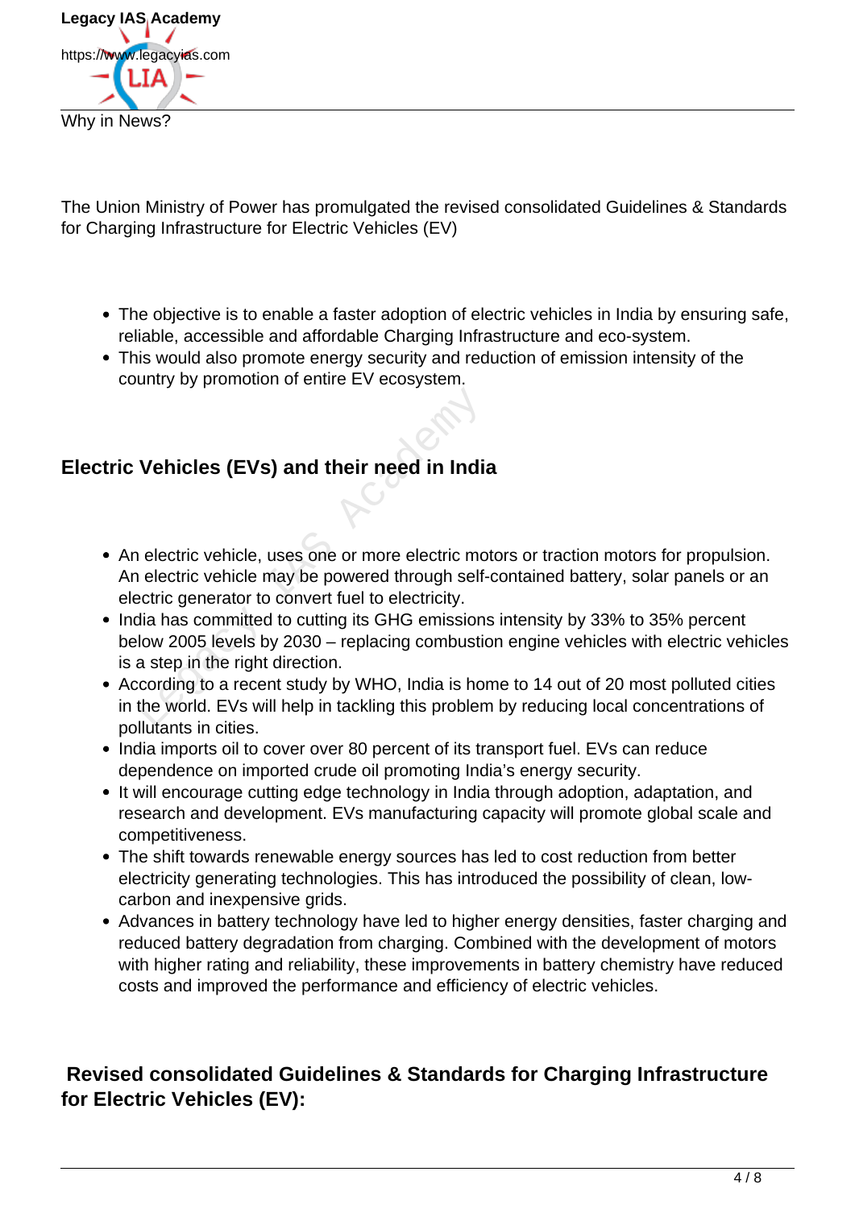Why in News?

The Union Ministry of Power has promulgated the revised consolidated Guidelines & Standards for Charging Infrastructure for Electric Vehicles (EV)

- The objective is to enable a faster adoption of electric vehicles in India by ensuring safe, reliable, accessible and affordable Charging Infrastructure and eco-system.
- This would also promote energy security and reduction of emission intensity of the country by promotion of entire EV ecosystem.

### Electric Vehicles (EVs) and their need in India

- An electric vehicle, uses one or more electric motors or traction motors for propulsion. An electric vehicle may be powered through self-contained battery, solar panels or an electric generator to convert fuel to electricity.
- India has committed to cutting its GHG emissions intensity by 33% to 35% percent below 2005 levels by 2030 – replacing combustion engine vehicles with electric vehicles is a step in the right direction.
- According to a recent study by WHO, India is home to 14 out of 20 most polluted cities in the world. EVs will help in tackling this problem by reducing local concentrations of pollutants in cities.
- India imports oil to cover over 80 percent of its transport fuel. EVs can reduce dependence on imported crude oil promoting India's energy security.
- It will encourage cutting edge technology in India through adoption, adaptation, and research and development. EVs manufacturing capacity will promote global scale and competitiveness.
- The shift towards renewable energy sources has led to cost reduction from better electricity generating technologies. This has introduced the possibility of clean, low-carbon and inexpensive grids.
- Advances in battery technology have led to higher energy densities, faster charging and reduced battery degradation from charging. Combined with the development of motors with higher rating and reliability, these improvements in battery chemistry have reduced costs and improved the performance and efficiency of electric vehicles.

### Revised consolidated Guidelines & Standards for Charging Infrastructure for Electric Vehicles (EV):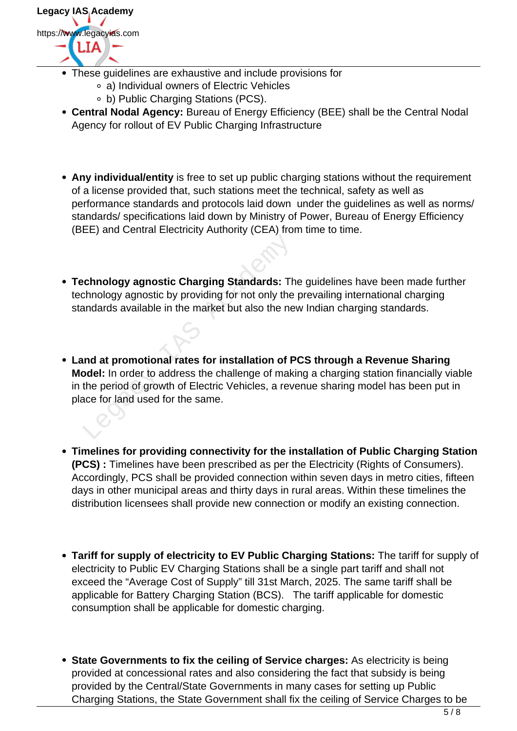- These guidelines are exhaustive and include provisions for
  - a) Individual owners of Electric Vehicles
  - b) Public Charging Stations (PCS).
- **Central Nodal Agency:** Bureau of Energy Efficiency (BEE) shall be the Central Nodal Agency for rollout of EV Public Charging Infrastructure

- **Any individual/entity** is free to set up public charging stations without the requirement of a license provided that, such stations meet the technical, safety as well as performance standards and protocols laid down under the guidelines as well as norms/ standards/ specifications laid down by Ministry of Power, Bureau of Energy Efficiency (BEE) and Central Electricity Authority (CEA) from time to time.

- **Technology agnostic Charging Standards:** The guidelines have been made further technology agnostic by providing for not only the prevailing international charging standards available in the market but also the new Indian charging standards.

- **Land at promotional rates for installation of PCS through a Revenue Sharing Model:** In order to address the challenge of making a charging station financially viable in the period of growth of Electric Vehicles, a revenue sharing model has been put in place for land used for the same.

- **Timelines for providing connectivity for the installation of Public Charging Station (PCS) :** Timelines have been prescribed as per the Electricity (Rights of Consumers). Accordingly, PCS shall be provided connection within seven days in metro cities, fifteen days in other municipal areas and thirty days in rural areas. Within these timelines the distribution licensees shall provide new connection or modify an existing connection.

- **Tariff for supply of electricity to EV Public Charging Stations:** The tariff for supply of electricity to Public EV Charging Stations shall be a single part tariff and shall not exceed the "Average Cost of Supply" till 31st March, 2025. The same tariff shall be applicable for Battery Charging Station (BCS). The tariff applicable for domestic consumption shall be applicable for domestic charging.

- **State Governments to fix the ceiling of Service charges:** As electricity is being provided at concessional rates and also considering the fact that subsidy is being provided by the Central/State Governments in many cases for setting up Public Charging Stations, the State Government shall fix the ceiling of Service Charges to be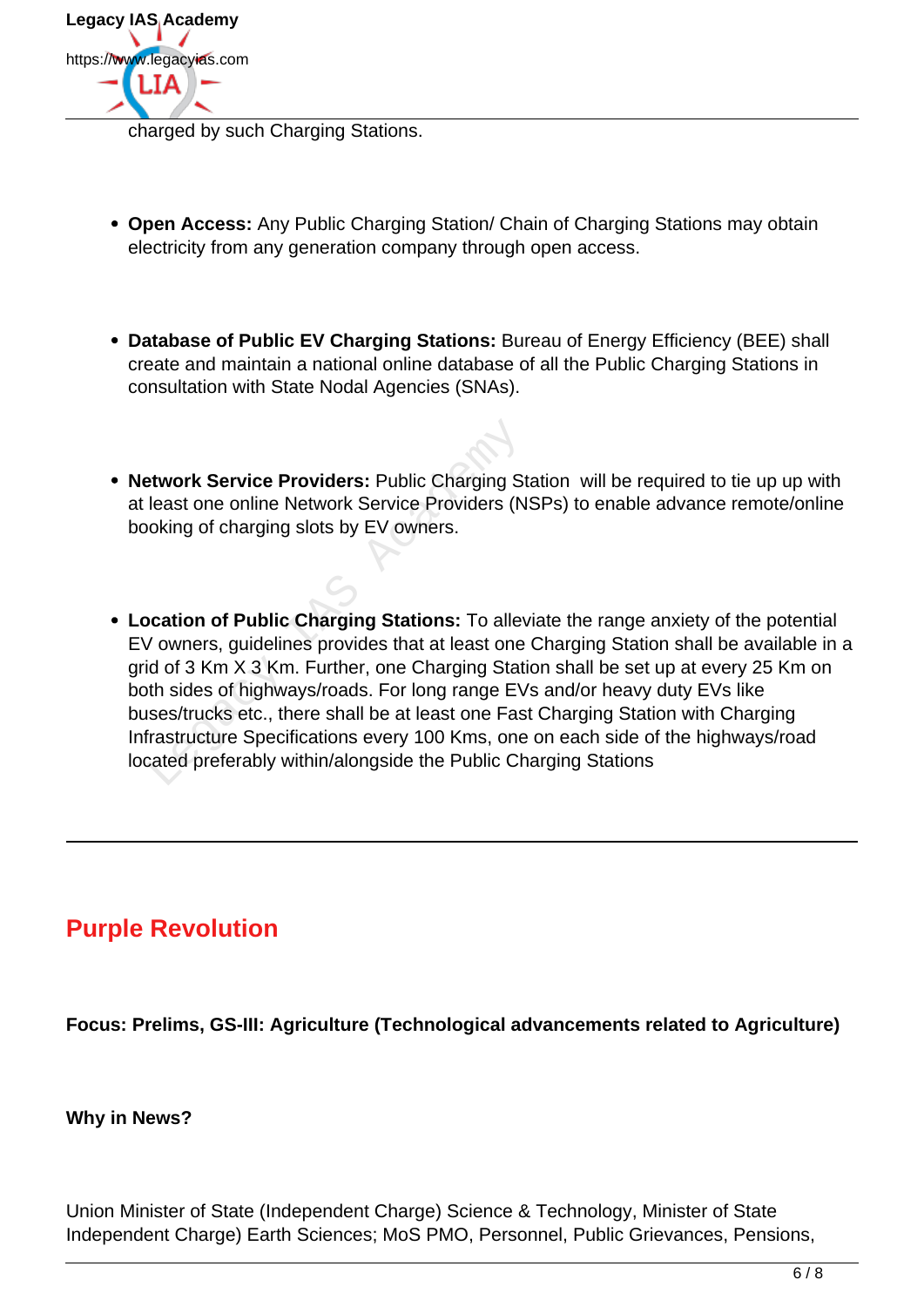charged by such Charging Stations.

- **Open Access:** Any Public Charging Station/ Chain of Charging Stations may obtain electricity from any generation company through open access.

- **Database of Public EV Charging Stations:** Bureau of Energy Efficiency (BEE) shall create and maintain a national online database of all the Public Charging Stations in consultation with State Nodal Agencies (SNAs).

- **Network Service Providers:** Public Charging Station will be required to tie up up with at least one online Network Service Providers (NSPs) to enable advance remote/online booking of charging slots by EV owners.

- **Location of Public Charging Stations:** To alleviate the range anxiety of the potential EV owners, guidelines provides that at least one Charging Station shall be available in a grid of 3 Km X 3 Km. Further, one Charging Station shall be set up at every 25 Km on both sides of highways/roads. For long range EVs and/or heavy duty EVs like buses/trucks etc., there shall be at least one Fast Charging Station with Charging Infrastructure Specifications every 100 Kms, one on each side of the highways/road located preferably within/alongside the Public Charging Stations

---

## Purple Revolution

**Focus: Prelims, GS-III: Agriculture (Technological advancements related to Agriculture)**

**Why in News?**

Union Minister of State (Independent Charge) Science & Technology, Minister of State Independent Charge) Earth Sciences; MoS PMO, Personnel, Public Grievances, Pensions,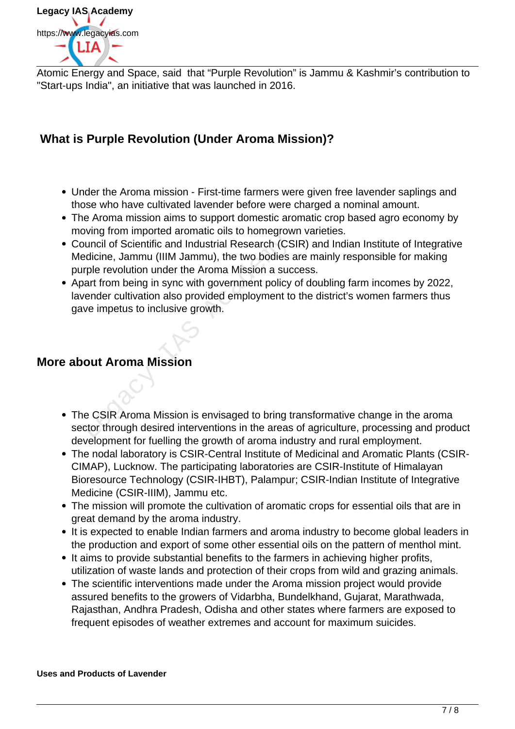Atomic Energy and Space, said that "Purple Revolution" is Jammu & Kashmir's contribution to "Start-ups India", an initiative that was launched in 2016.

## What is Purple Revolution (Under Aroma Mission)?

- Under the Aroma mission - First-time farmers were given free lavender saplings and those who have cultivated lavender before were charged a nominal amount.
- The Aroma mission aims to support domestic aromatic crop based agro economy by moving from imported aromatic oils to homegrown varieties.
- Council of Scientific and Industrial Research (CSIR) and Indian Institute of Integrative Medicine, Jammu (IIIM Jammu), the two bodies are mainly responsible for making purple revolution under the Aroma Mission a success.
- Apart from being in sync with government policy of doubling farm incomes by 2022, lavender cultivation also provided employment to the district's women farmers thus gave impetus to inclusive growth.

## More about Aroma Mission

- The CSIR Aroma Mission is envisaged to bring transformative change in the aroma sector through desired interventions in the areas of agriculture, processing and product development for fuelling the growth of aroma industry and rural employment.
- The nodal laboratory is CSIR-Central Institute of Medicinal and Aromatic Plants (CSIR-CIMAP), Lucknow. The participating laboratories are CSIR-Institute of Himalayan Bioresource Technology (CSIR-IHBT), Palampur; CSIR-Indian Institute of Integrative Medicine (CSIR-IIIM), Jammu etc.
- The mission will promote the cultivation of aromatic crops for essential oils that are in great demand by the aroma industry.
- It is expected to enable Indian farmers and aroma industry to become global leaders in the production and export of some other essential oils on the pattern of menthol mint.
- It aims to provide substantial benefits to the farmers in achieving higher profits, utilization of waste lands and protection of their crops from wild and grazing animals.
- The scientific interventions made under the Aroma mission project would provide assured benefits to the growers of Vidarbha, Bundelkhand, Gujarat, Marathwada, Rajasthan, Andhra Pradesh, Odisha and other states where farmers are exposed to frequent episodes of weather extremes and account for maximum suicides.

**Uses and Products of Lavender**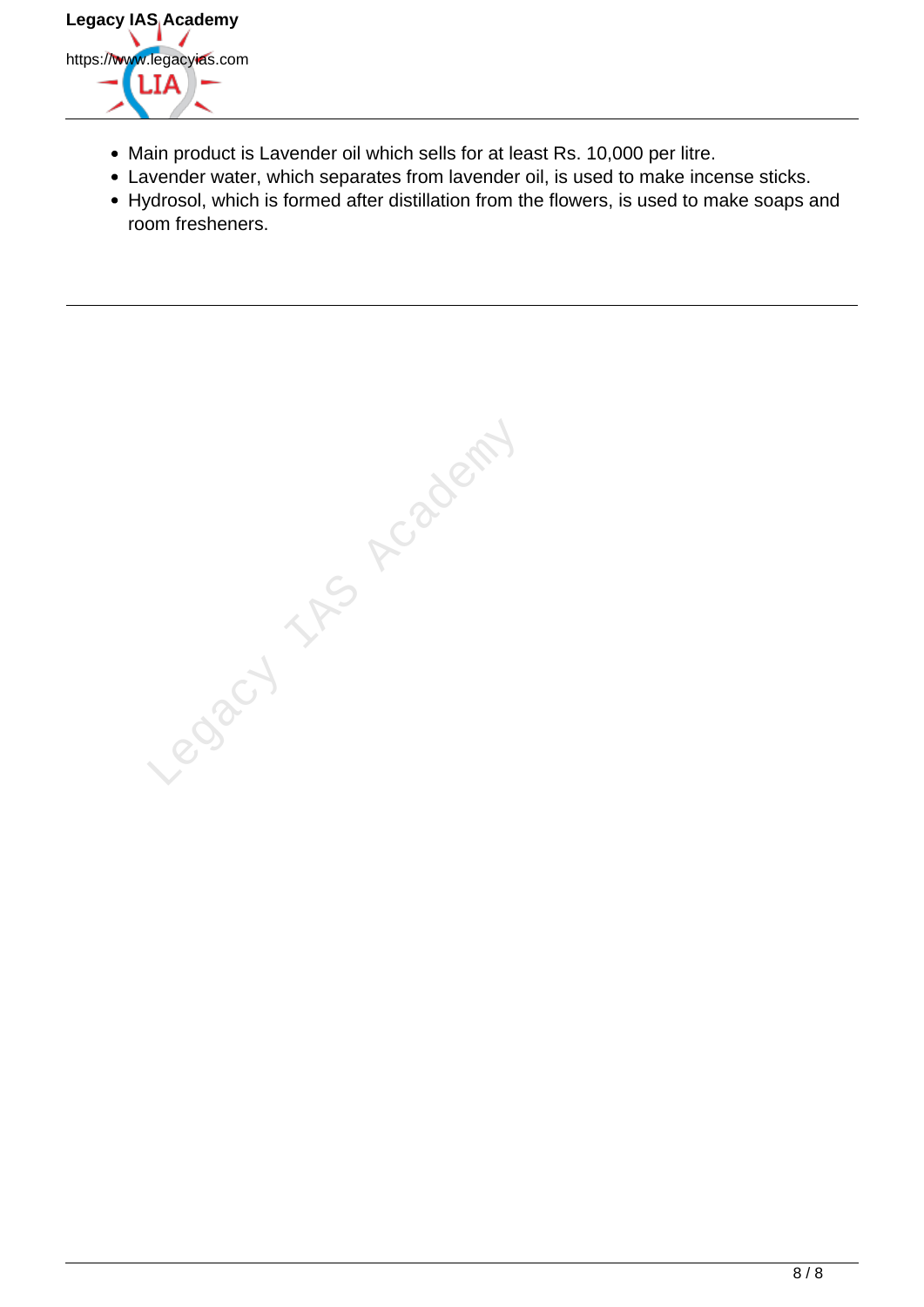- Main product is Lavender oil which sells for at least Rs. 10,000 per litre.
- Lavender water, which separates from lavender oil, is used to make incense sticks.
- Hydrosol, which is formed after distillation from the flowers, is used to make soaps and room fresheners.